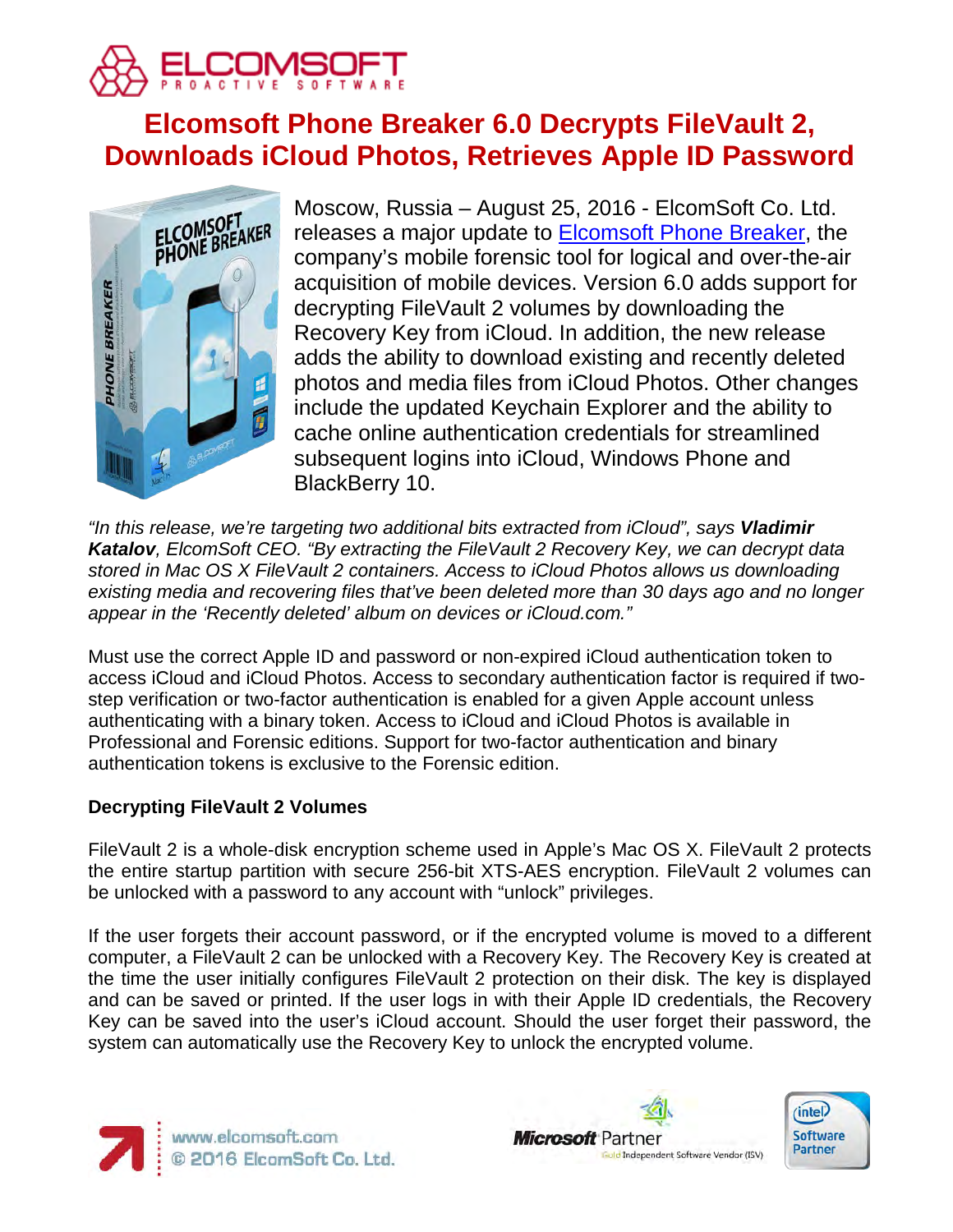# Elcomsoft Phone Breaker 6.0 Decrypts FileVault 2, Downloads iCloud Photos, Retrieves Apple ID Password

Moscow, Russia – August 25, 2016 - ElcomSoft Co. Ltd. releases a major update to Elcomsoft Phone Breaker, the company's mobile forensic tool for logical and over-the-air acquisition of mobile devices. Version 6.0 adds support for decrypting FileVault 2 volumes by downloading the Recovery Key from iCloud. In addition, the new release adds the ability to download existing and recently deleted photos and media files from iCloud Photos. Other changes include the updated Keychain Explorer and the ability to cache online authentication credentials for streamlined subsequent logins into iCloud, Windows Phone and BlackBerry 10.

*"In this release, we're targeting two additional bits extracted from iCloud", says **Vladimir Katalov**, ElcomSoft CEO. "By extracting the FileVault 2 Recovery Key, we can decrypt data stored in Mac OS X FileVault 2 containers. Access to iCloud Photos allows us downloading existing media and recovering files that've been deleted more than 30 days ago and no longer appear in the 'Recently deleted' album on devices or iCloud.com."*

Must use the correct Apple ID and password or non-expired iCloud authentication token to access iCloud and iCloud Photos. Access to secondary authentication factor is required if two-step verification or two-factor authentication is enabled for a given Apple account unless authenticating with a binary token. Access to iCloud and iCloud Photos is available in Professional and Forensic editions. Support for two-factor authentication and binary authentication tokens is exclusive to the Forensic edition.

**Decrypting FileVault 2 Volumes**

FileVault 2 is a whole-disk encryption scheme used in Apple's Mac OS X. FileVault 2 protects the entire startup partition with secure 256-bit XTS-AES encryption. FileVault 2 volumes can be unlocked with a password to any account with "unlock" privileges.

If the user forgets their account password, or if the encrypted volume is moved to a different computer, a FileVault 2 can be unlocked with a Recovery Key. The Recovery Key is created at the time the user initially configures FileVault 2 protection on their disk. The key is displayed and can be saved or printed. If the user logs in with their Apple ID credentials, the Recovery Key can be saved into the user's iCloud account. Should the user forget their password, the system can automatically use the Recovery Key to unlock the encrypted volume.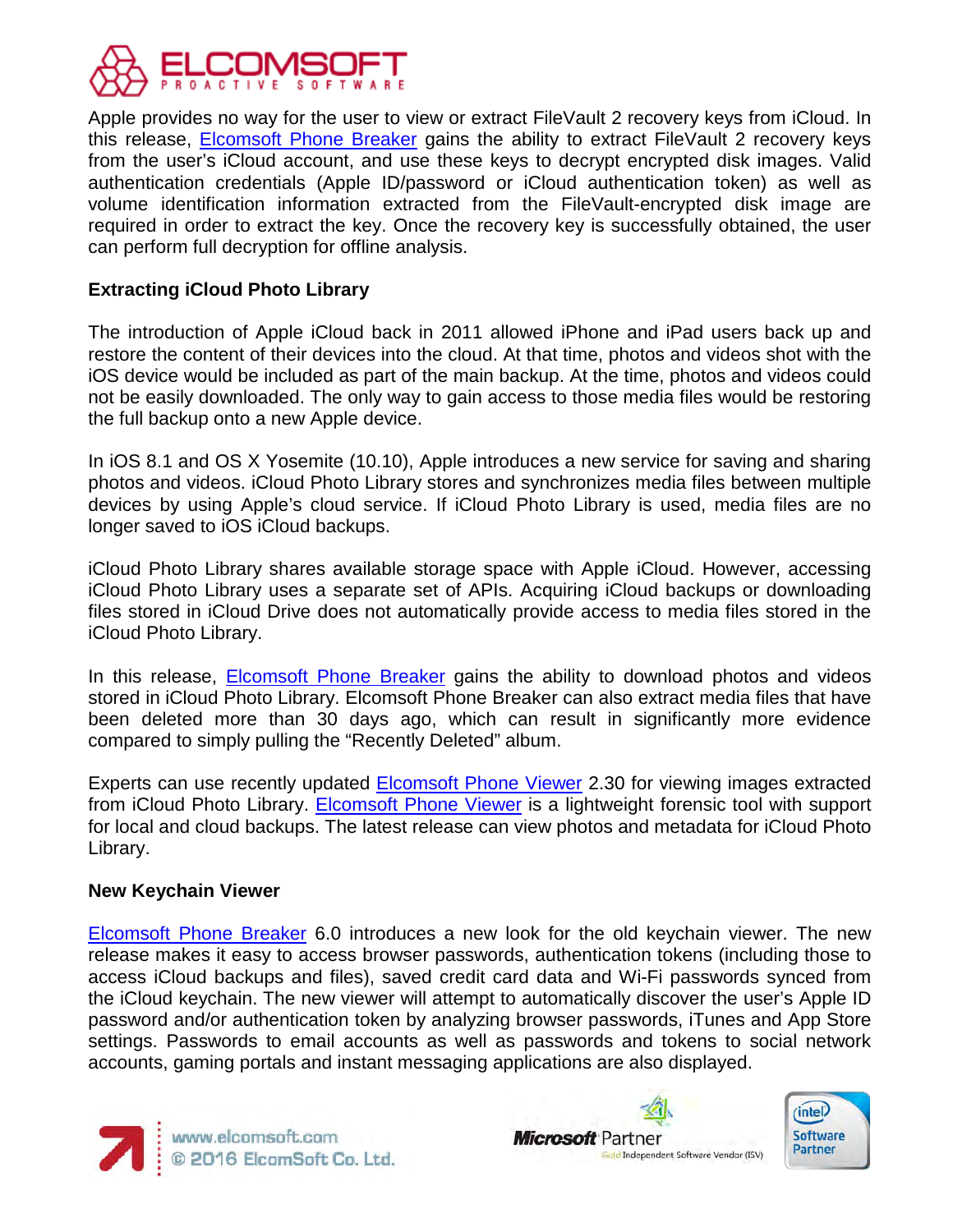Apple provides no way for the user to view or extract FileVault 2 recovery keys from iCloud. In this release, Elcomsoft Phone Breaker gains the ability to extract FileVault 2 recovery keys from the user's iCloud account, and use these keys to decrypt encrypted disk images. Valid authentication credentials (Apple ID/password or iCloud authentication token) as well as volume identification information extracted from the FileVault-encrypted disk image are required in order to extract the key. Once the recovery key is successfully obtained, the user can perform full decryption for offline analysis.

**Extracting iCloud Photo Library**

The introduction of Apple iCloud back in 2011 allowed iPhone and iPad users back up and restore the content of their devices into the cloud. At that time, photos and videos shot with the iOS device would be included as part of the main backup. At the time, photos and videos could not be easily downloaded. The only way to gain access to those media files would be restoring the full backup onto a new Apple device.

In iOS 8.1 and OS X Yosemite (10.10), Apple introduces a new service for saving and sharing photos and videos. iCloud Photo Library stores and synchronizes media files between multiple devices by using Apple's cloud service. If iCloud Photo Library is used, media files are no longer saved to iOS iCloud backups.

iCloud Photo Library shares available storage space with Apple iCloud. However, accessing iCloud Photo Library uses a separate set of APIs. Acquiring iCloud backups or downloading files stored in iCloud Drive does not automatically provide access to media files stored in the iCloud Photo Library.

In this release, Elcomsoft Phone Breaker gains the ability to download photos and videos stored in iCloud Photo Library. Elcomsoft Phone Breaker can also extract media files that have been deleted more than 30 days ago, which can result in significantly more evidence compared to simply pulling the "Recently Deleted" album.

Experts can use recently updated Elcomsoft Phone Viewer 2.30 for viewing images extracted from iCloud Photo Library. Elcomsoft Phone Viewer is a lightweight forensic tool with support for local and cloud backups. The latest release can view photos and metadata for iCloud Photo Library.

**New Keychain Viewer**

Elcomsoft Phone Breaker 6.0 introduces a new look for the old keychain viewer. The new release makes it easy to access browser passwords, authentication tokens (including those to access iCloud backups and files), saved credit card data and Wi-Fi passwords synced from the iCloud keychain. The new viewer will attempt to automatically discover the user's Apple ID password and/or authentication token by analyzing browser passwords, iTunes and App Store settings. Passwords to email accounts as well as passwords and tokens to social network accounts, gaming portals and instant messaging applications are also displayed.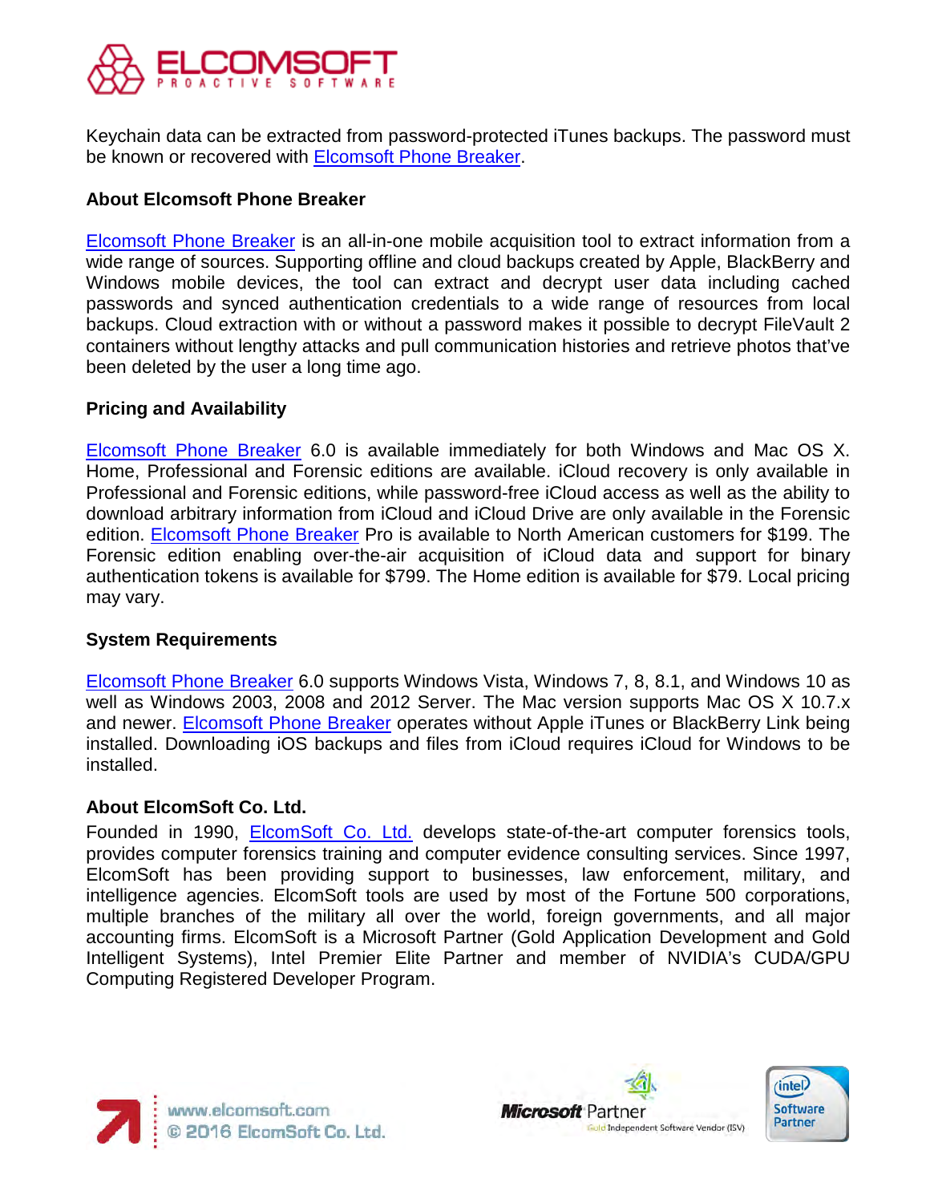Keychain data can be extracted from password-protected iTunes backups. The password must be known or recovered with Elcomsoft Phone Breaker.

### About Elcomsoft Phone Breaker

Elcomsoft Phone Breaker is an all-in-one mobile acquisition tool to extract information from a wide range of sources. Supporting offline and cloud backups created by Apple, BlackBerry and Windows mobile devices, the tool can extract and decrypt user data including cached passwords and synced authentication credentials to a wide range of resources from local backups. Cloud extraction with or without a password makes it possible to decrypt FileVault 2 containers without lengthy attacks and pull communication histories and retrieve photos that've been deleted by the user a long time ago.

### Pricing and Availability

Elcomsoft Phone Breaker 6.0 is available immediately for both Windows and Mac OS X. Home, Professional and Forensic editions are available. iCloud recovery is only available in Professional and Forensic editions, while password-free iCloud access as well as the ability to download arbitrary information from iCloud and iCloud Drive are only available in the Forensic edition. Elcomsoft Phone Breaker Pro is available to North American customers for $199. The Forensic edition enabling over-the-air acquisition of iCloud data and support for binary authentication tokens is available for $799. The Home edition is available for $79. Local pricing may vary.

### System Requirements

Elcomsoft Phone Breaker 6.0 supports Windows Vista, Windows 7, 8, 8.1, and Windows 10 as well as Windows 2003, 2008 and 2012 Server. The Mac version supports Mac OS X 10.7.x and newer. Elcomsoft Phone Breaker operates without Apple iTunes or BlackBerry Link being installed. Downloading iOS backups and files from iCloud requires iCloud for Windows to be installed.

### About ElcomSoft Co. Ltd.

Founded in 1990, ElcomSoft Co. Ltd. develops state-of-the-art computer forensics tools, provides computer forensics training and computer evidence consulting services. Since 1997, ElcomSoft has been providing support to businesses, law enforcement, military, and intelligence agencies. ElcomSoft tools are used by most of the Fortune 500 corporations, multiple branches of the military all over the world, foreign governments, and all major accounting firms. ElcomSoft is a Microsoft Partner (Gold Application Development and Gold Intelligent Systems), Intel Premier Elite Partner and member of NVIDIA's CUDA/GPU Computing Registered Developer Program.

www.elcomsoft.com
© 2016 ElcomSoft Co. Ltd.